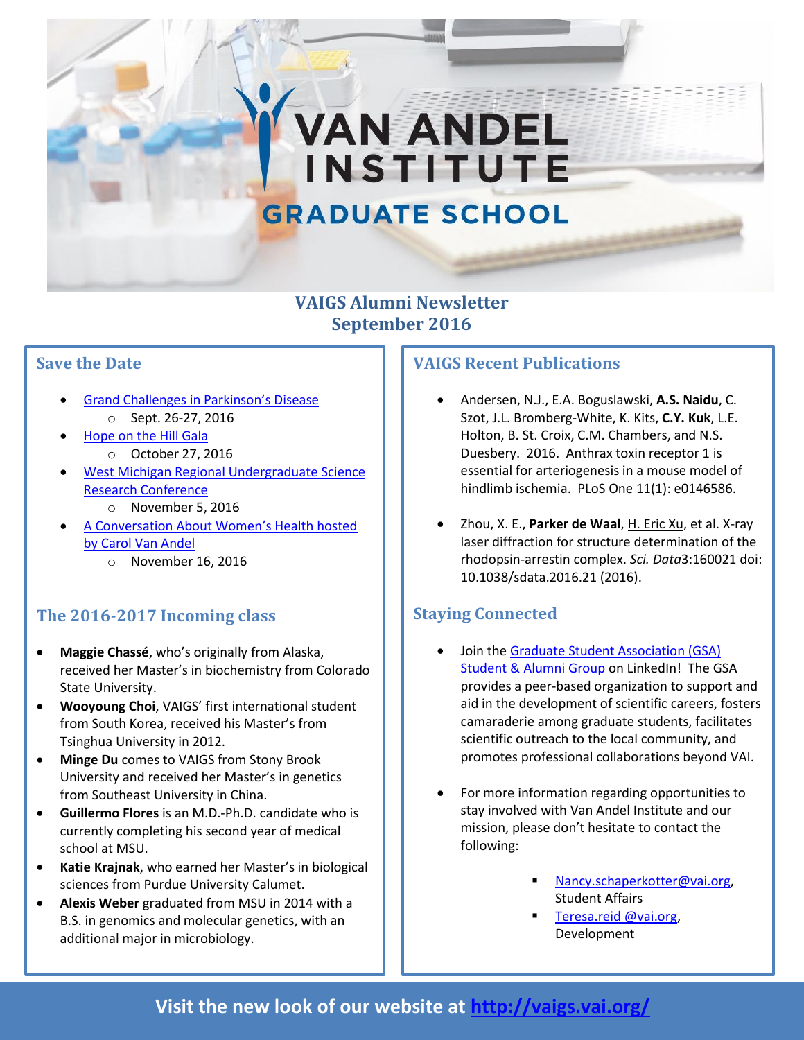# VAN ANDEL INSTITUTE GRADUATE SCHOOL

**VAIGS Alumni Newsletter**
**September 2016**

## Save the Date

- Grand Challenges in Parkinson's Disease
  - Sept. 26-27, 2016
- Hope on the Hill Gala
  - October 27, 2016
- West Michigan Regional Undergraduate Science Research Conference
  - November 5, 2016
- A Conversation About Women's Health hosted by Carol Van Andel
  - November 16, 2016

## The 2016-2017 Incoming class

- **Maggie Chassé**, who's originally from Alaska, received her Master's in biochemistry from Colorado State University.
- **Wooyoung Choi**, VAIGS' first international student from South Korea, received his Master's from Tsinghua University in 2012.
- **Minge Du** comes to VAIGS from Stony Brook University and received her Master's in genetics from Southeast University in China.
- **Guillermo Flores** is an M.D.-Ph.D. candidate who is currently completing his second year of medical school at MSU.
- **Katie Krajnak**, who earned her Master's in biological sciences from Purdue University Calumet.
- **Alexis Weber** graduated from MSU in 2014 with a B.S. in genomics and molecular genetics, with an additional major in microbiology.

## VAIGS Recent Publications

- Andersen, N.J., E.A. Boguslawski, **A.S. Naidu**, C. Szot, J.L. Bromberg-White, K. Kits, **C.Y. Kuk**, L.E. Holton, B. St. Croix, C.M. Chambers, and N.S. Duesbery. 2016. Anthrax toxin receptor 1 is essential for arteriogenesis in a mouse model of hindlimb ischemia. PLoS One 11(1): e0146586.
- Zhou, X. E., **Parker de Waal**, H. Eric Xu, et al. X-ray laser diffraction for structure determination of the rhodopsin-arrestin complex. *Sci. Data*3:160021 doi: 10.1038/sdata.2016.21 (2016).

## Staying Connected

- Join the Graduate Student Association (GSA) Student & Alumni Group on LinkedIn! The GSA provides a peer-based organization to support and aid in the development of scientific careers, fosters camaraderie among graduate students, facilitates scientific outreach to the local community, and promotes professional collaborations beyond VAI.
- For more information regarding opportunities to stay involved with Van Andel Institute and our mission, please don't hesitate to contact the following:
  - Nancy.schaperkotter@vai.org, Student Affairs
  - Teresa.reid @vai.org, Development

**Visit the new look of our website at http://vaigs.vai.org/**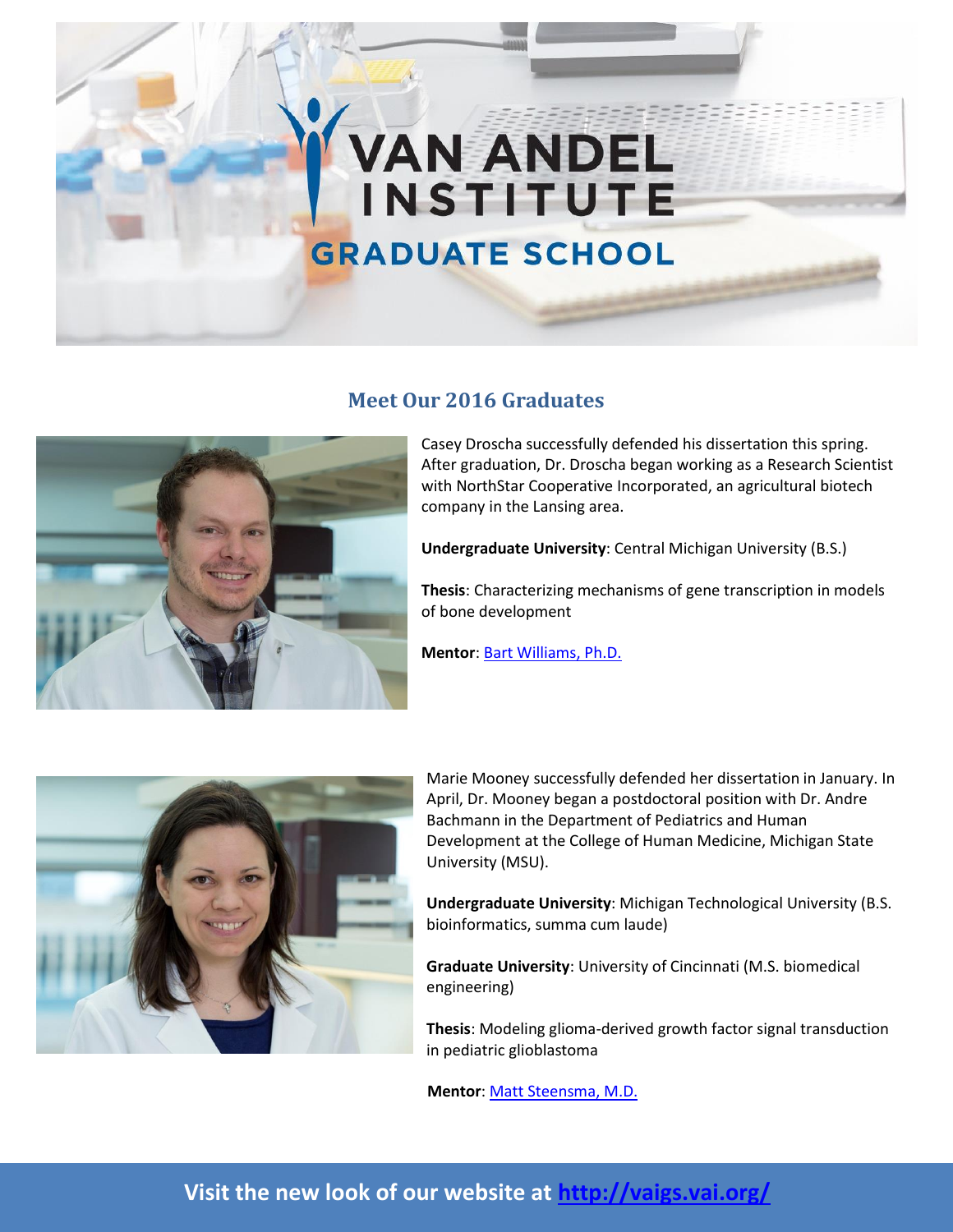# VAN ANDEL INSTITUTE GRADUATE SCHOOL

## Meet Our 2016 Graduates

Casey Droscha successfully defended his dissertation this spring. After graduation, Dr. Droscha began working as a Research Scientist with NorthStar Cooperative Incorporated, an agricultural biotech company in the Lansing area.

**Undergraduate University**: Central Michigan University (B.S.)

**Thesis**: Characterizing mechanisms of gene transcription in models of bone development

**Mentor**: Bart Williams, Ph.D.

Marie Mooney successfully defended her dissertation in January. In April, Dr. Mooney began a postdoctoral position with Dr. Andre Bachmann in the Department of Pediatrics and Human Development at the College of Human Medicine, Michigan State University (MSU).

**Undergraduate University**: Michigan Technological University (B.S. bioinformatics, summa cum laude)

**Graduate University**: University of Cincinnati (M.S. biomedical engineering)

**Thesis**: Modeling glioma-derived growth factor signal transduction in pediatric glioblastoma

**Mentor**: Matt Steensma, M.D.

**Visit the new look of our website at http://vaigs.vai.org/**